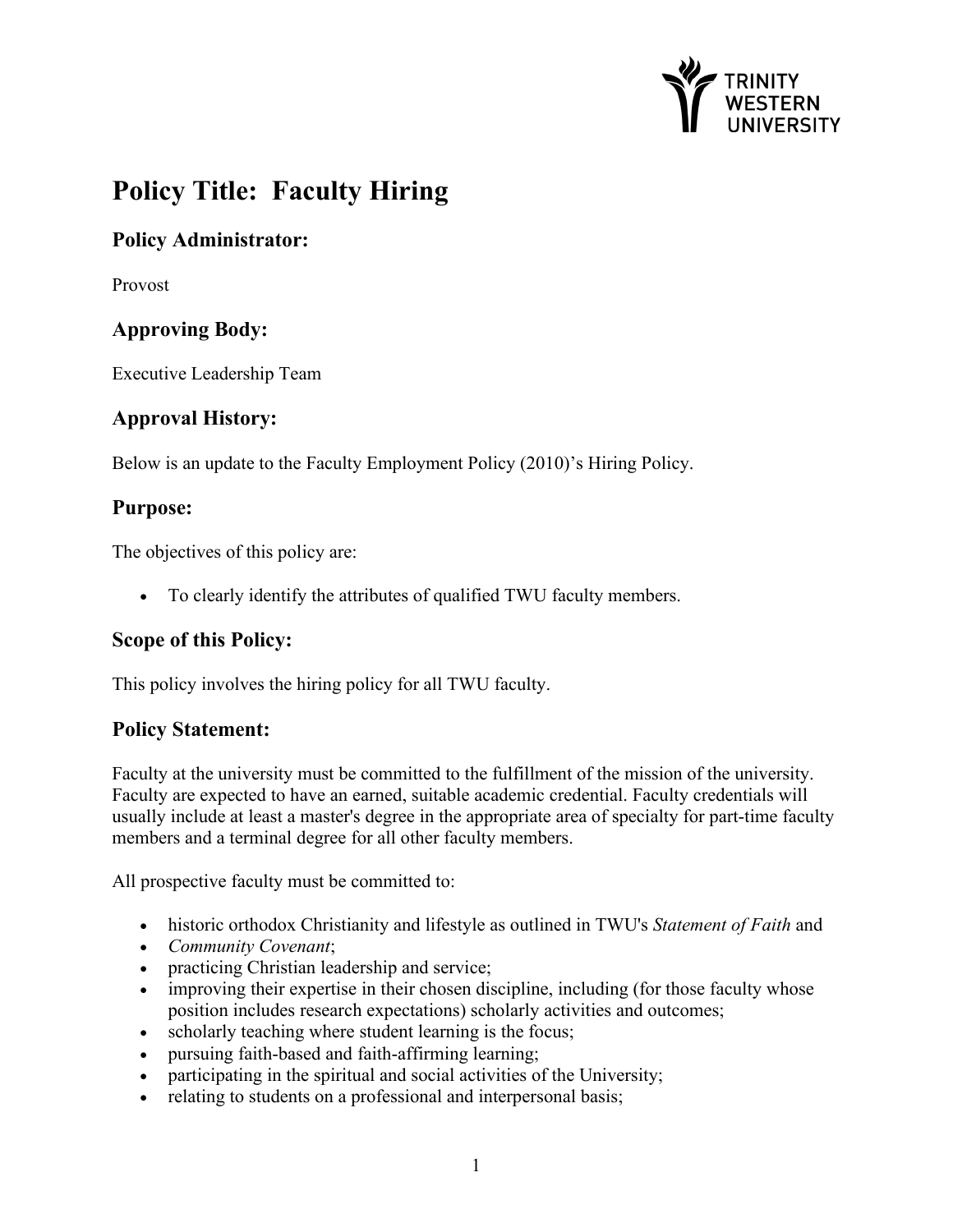# Policy Title: Faculty Hiring

## Policy Administrator:

Provost

## Approving Body:

Executive Leadership Team

## Approval History:

Below is an update to the Faculty Employment Policy (2010)'s Hiring Policy.

## Purpose:

The objectives of this policy are:

- To clearly identify the attributes of qualified TWU faculty members.

## Scope of this Policy:

This policy involves the hiring policy for all TWU faculty.

## Policy Statement:

Faculty at the university must be committed to the fulfillment of the mission of the university. Faculty are expected to have an earned, suitable academic credential. Faculty credentials will usually include at least a master's degree in the appropriate area of specialty for part-time faculty members and a terminal degree for all other faculty members.

All prospective faculty must be committed to:

- historic orthodox Christianity and lifestyle as outlined in TWU's *Statement of Faith* and
- *Community Covenant*;
- practicing Christian leadership and service;
- improving their expertise in their chosen discipline, including (for those faculty whose position includes research expectations) scholarly activities and outcomes;
- scholarly teaching where student learning is the focus;
- pursuing faith-based and faith-affirming learning;
- participating in the spiritual and social activities of the University;
- relating to students on a professional and interpersonal basis;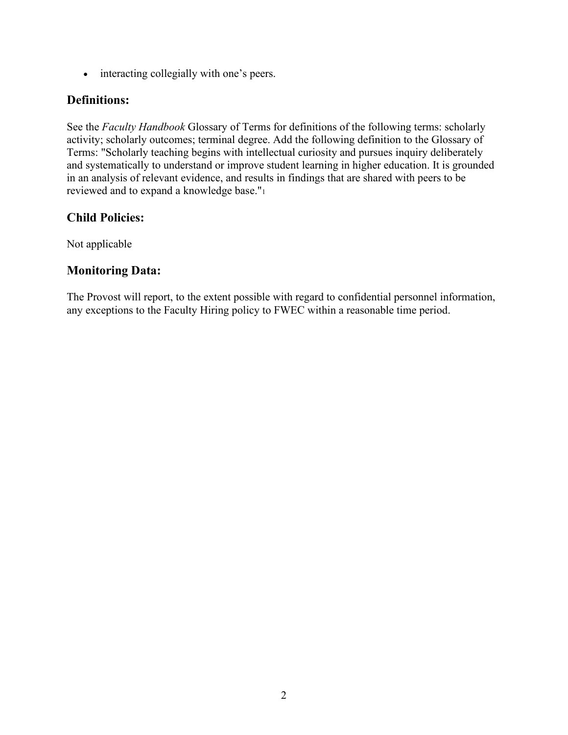- interacting collegially with one's peers.

## Definitions:

See the *Faculty Handbook* Glossary of Terms for definitions of the following terms: scholarly activity; scholarly outcomes; terminal degree. Add the following definition to the Glossary of Terms: "Scholarly teaching begins with intellectual curiosity and pursues inquiry deliberately and systematically to understand or improve student learning in higher education. It is grounded in an analysis of relevant evidence, and results in findings that are shared with peers to be reviewed and to expand a knowledge base."[1]

## Child Policies:

Not applicable

## Monitoring Data:

The Provost will report, to the extent possible with regard to confidential personnel information, any exceptions to the Faculty Hiring policy to FWEC within a reasonable time period.